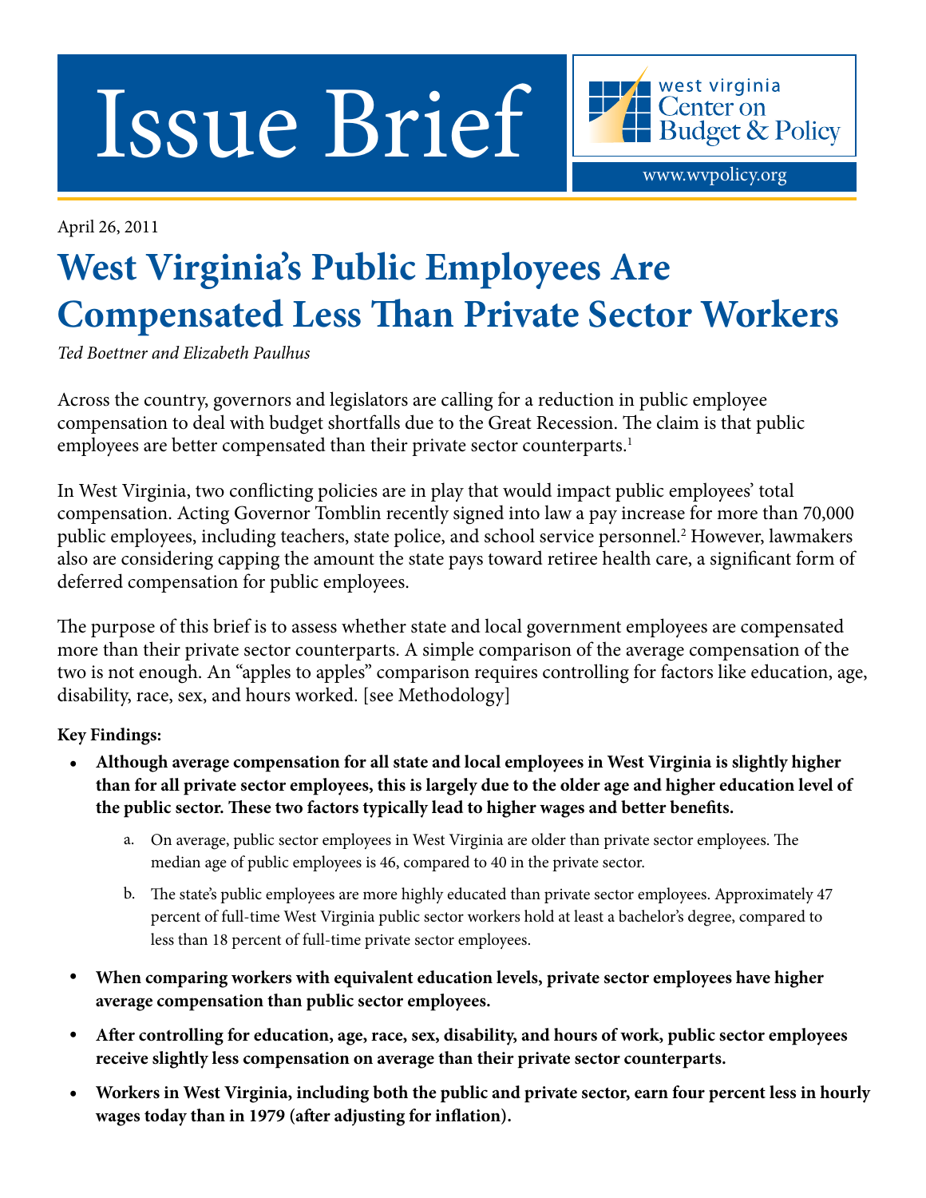# Issue Brief

west virginia Center on Budget & Policy

www.wvpolicy.org

April 26, 2011

## West Virginia's Public Employees Are Compensated Less Than Private Sector Workers

*Ted Boettner and Elizabeth Paulhus*

Across the country, governors and legislators are calling for a reduction in public employee compensation to deal with budget shortfalls due to the Great Recession. The claim is that public employees are better compensated than their private sector counterparts.[1]

In West Virginia, two conflicting policies are in play that would impact public employees' total compensation. Acting Governor Tomblin recently signed into law a pay increase for more than 70,000 public employees, including teachers, state police, and school service personnel.[2] However, lawmakers also are considering capping the amount the state pays toward retiree health care, a significant form of deferred compensation for public employees.

The purpose of this brief is to assess whether state and local government employees are compensated more than their private sector counterparts. A simple comparison of the average compensation of the two is not enough. An "apples to apples" comparison requires controlling for factors like education, age, disability, race, sex, and hours worked. [see Methodology]

**Key Findings:**

- **Although average compensation for all state and local employees in West Virginia is slightly higher than for all private sector employees, this is largely due to the older age and higher education level of the public sector. These two factors typically lead to higher wages and better benefits.**
    a. On average, public sector employees in West Virginia are older than private sector employees. The median age of public employees is 46, compared to 40 in the private sector.
    b. The state's public employees are more highly educated than private sector employees. Approximately 47 percent of full-time West Virginia public sector workers hold at least a bachelor's degree, compared to less than 18 percent of full-time private sector employees.
- **When comparing workers with equivalent education levels, private sector employees have higher average compensation than public sector employees.**
- **After controlling for education, age, race, sex, disability, and hours of work, public sector employees receive slightly less compensation on average than their private sector counterparts.**
- **Workers in West Virginia, including both the public and private sector, earn four percent less in hourly wages today than in 1979 (after adjusting for inflation).**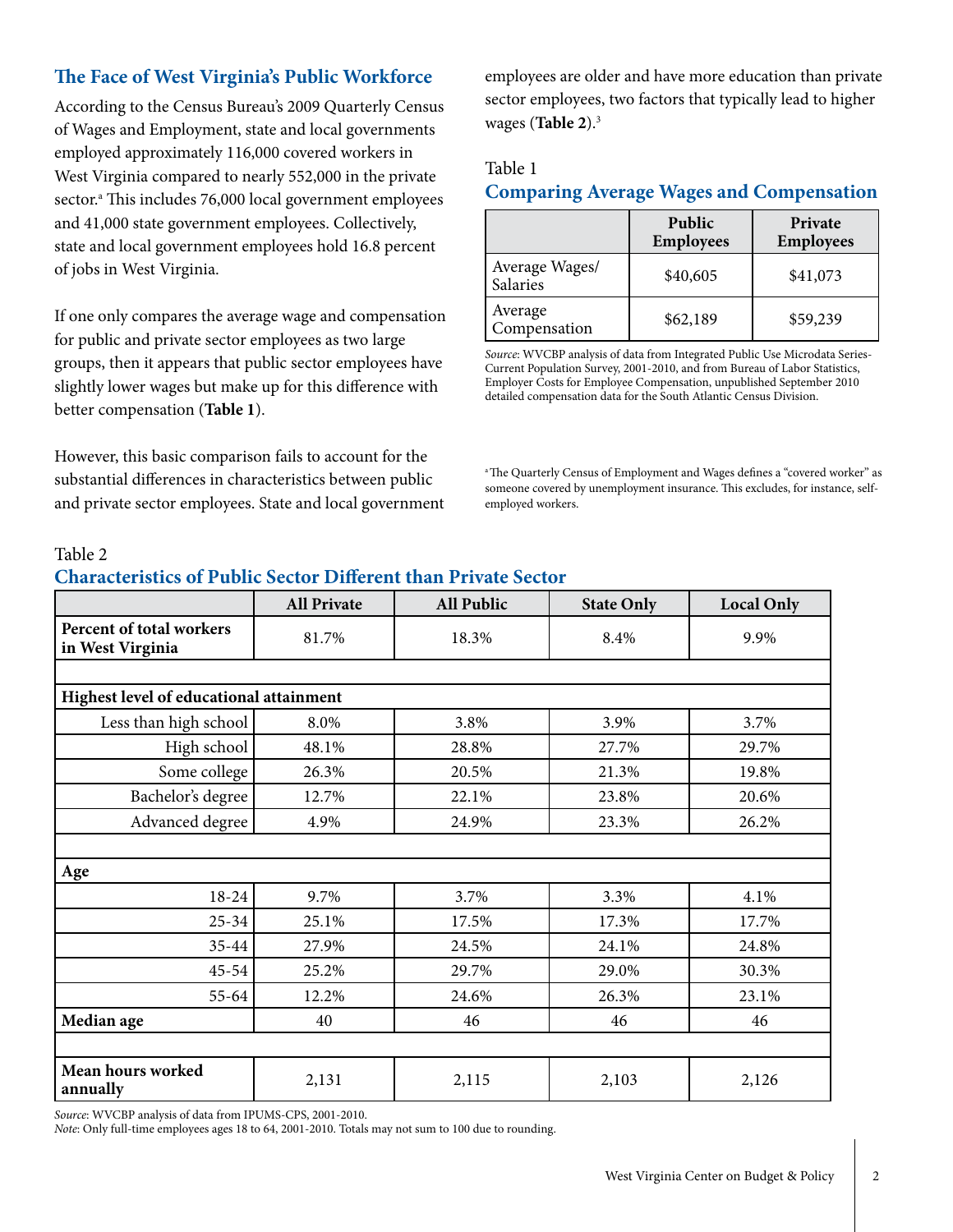## The Face of West Virginia's Public Workforce

According to the Census Bureau's 2009 Quarterly Census of Wages and Employment, state and local governments employed approximately 116,000 covered workers in West Virginia compared to nearly 552,000 in the private sector.[a] This includes 76,000 local government employees and 41,000 state government employees. Collectively, state and local government employees hold 16.8 percent of jobs in West Virginia.

If one only compares the average wage and compensation for public and private sector employees as two large groups, then it appears that public sector employees have slightly lower wages but make up for this difference with better compensation (**Table 1**).

However, this basic comparison fails to account for the substantial differences in characteristics between public and private sector employees. State and local government employees are older and have more education than private sector employees, two factors that typically lead to higher wages (**Table 2**).[3]

Table 1

### Comparing Average Wages and Compensation

| | Public Employees | Private Employees |
|---|---|---|
| Average Wages/ Salaries | $40,605 | $41,073 |
| Average Compensation | $62,189 | $59,239 |

*Source*: WVCBP analysis of data from Integrated Public Use Microdata Series-Current Population Survey, 2001-2010, and from Bureau of Labor Statistics, Employer Costs for Employee Compensation, unpublished September 2010 detailed compensation data for the South Atlantic Census Division.

[a] The Quarterly Census of Employment and Wages defines a "covered worker" as someone covered by unemployment insurance. This excludes, for instance, self-employed workers.

Table 2

### Characteristics of Public Sector Different than Private Sector

| | All Private | All Public | State Only | Local Only |
|---|---|---|---|---|
| **Percent of total workers in West Virginia** | 81.7% | 18.3% | 8.4% | 9.9% |
| | | | | |
| **Highest level of educational attainment** | | | | |
| Less than high school | 8.0% | 3.8% | 3.9% | 3.7% |
| High school | 48.1% | 28.8% | 27.7% | 29.7% |
| Some college | 26.3% | 20.5% | 21.3% | 19.8% |
| Bachelor's degree | 12.7% | 22.1% | 23.8% | 20.6% |
| Advanced degree | 4.9% | 24.9% | 23.3% | 26.2% |
| | | | | |
| **Age** | | | | |
| 18-24 | 9.7% | 3.7% | 3.3% | 4.1% |
| 25-34 | 25.1% | 17.5% | 17.3% | 17.7% |
| 35-44 | 27.9% | 24.5% | 24.1% | 24.8% |
| 45-54 | 25.2% | 29.7% | 29.0% | 30.3% |
| 55-64 | 12.2% | 24.6% | 26.3% | 23.1% |
| **Median age** | 40 | 46 | 46 | 46 |
| | | | | |
| **Mean hours worked annually** | 2,131 | 2,115 | 2,103 | 2,126 |

*Source*: WVCBP analysis of data from IPUMS-CPS, 2001-2010.
*Note*: Only full-time employees ages 18 to 64, 2001-2010. Totals may not sum to 100 due to rounding.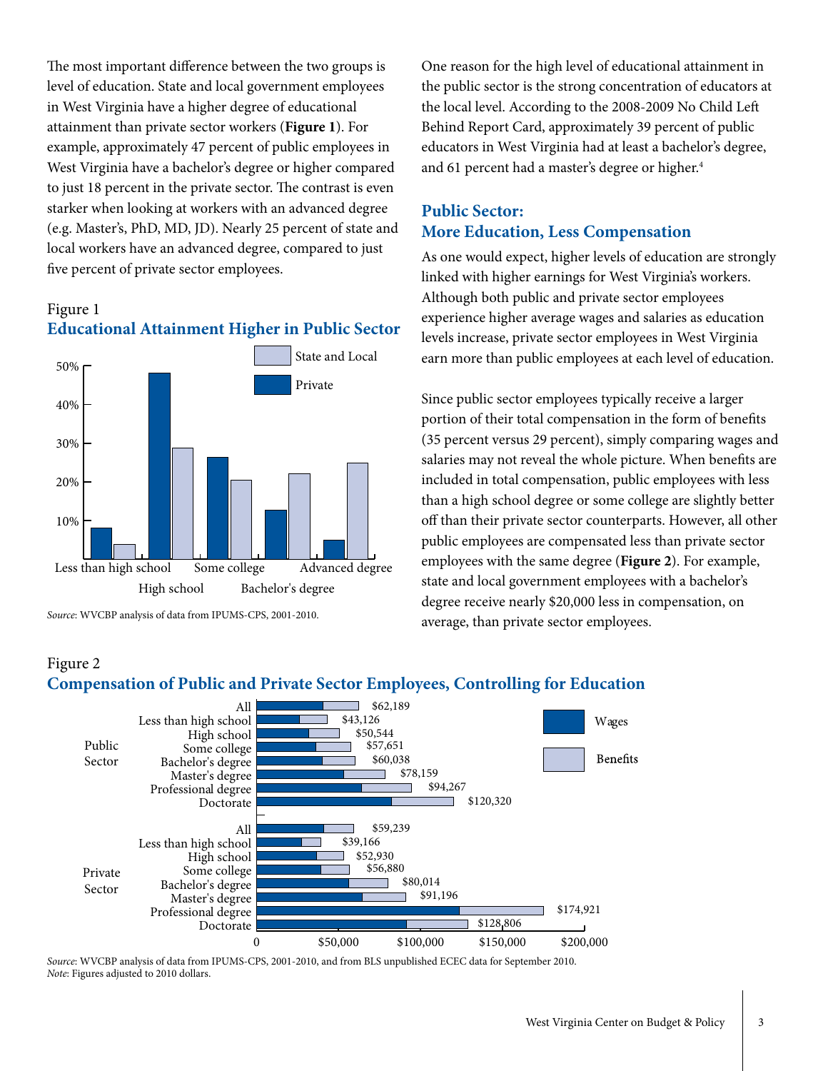The most important difference between the two groups is level of education. State and local government employees in West Virginia have a higher degree of educational attainment than private sector workers (**Figure 1**). For example, approximately 47 percent of public employees in West Virginia have a bachelor's degree or higher compared to just 18 percent in the private sector. The contrast is even starker when looking at workers with an advanced degree (e.g. Master's, PhD, MD, JD). Nearly 25 percent of state and local workers have an advanced degree, compared to just five percent of private sector employees.

Figure 1
### Educational Attainment Higher in Public Sector

| | Private | State and Local |
|---|---|---|
| Less than high school | ~8% | ~4% |
| High school | ~48% | ~29% |
| Some college | ~26% | ~20% |
| Bachelor's degree | ~13% | ~22% |
| Advanced degree | ~5% | ~25% |

*Source*: WVCBP analysis of data from IPUMS-CPS, 2001-2010.

One reason for the high level of educational attainment in the public sector is the strong concentration of educators at the local level. According to the 2008-2009 No Child Left Behind Report Card, approximately 39 percent of public educators in West Virginia had at least a bachelor's degree, and 61 percent had a master's degree or higher.[4]

## Public Sector: More Education, Less Compensation

As one would expect, higher levels of education are strongly linked with higher earnings for West Virginia's workers. Although both public and private sector employees experience higher average wages and salaries as education levels increase, private sector employees in West Virginia earn more than public employees at each level of education.

Since public sector employees typically receive a larger portion of their total compensation in the form of benefits (35 percent versus 29 percent), simply comparing wages and salaries may not reveal the whole picture. When benefits are included in total compensation, public employees with less than a high school degree or some college are slightly better off than their private sector counterparts. However, all other public employees are compensated less than private sector employees with the same degree (**Figure 2**). For example, state and local government employees with a bachelor's degree receive nearly $20,000 less in compensation, on average, than private sector employees.

Figure 2
### Compensation of Public and Private Sector Employees, Controlling for Education

| Sector | Education | Total Compensation (Wages + Benefits) |
|---|---|---|
| Public Sector | All | $62,189 |
| | Less than high school | $43,126 |
| | High school | $50,544 |
| | Some college | $57,651 |
| | Bachelor's degree | $60,038 |
| | Master's degree | $78,159 |
| | Professional degree | $94,267 |
| | Doctorate | $120,320 |
| Private Sector | All | $59,239 |
| | Less than high school | $39,166 |
| | High school | $52,930 |
| | Some college | $56,880 |
| | Bachelor's degree | $80,014 |
| | Master's degree | $91,196 |
| | Professional degree | $174,921 |
| | Doctorate | $128,806 |

*Source*: WVCBP analysis of data from IPUMS-CPS, 2001-2010, and from BLS unpublished ECEC data for September 2010.
*Note*: Figures adjusted to 2010 dollars.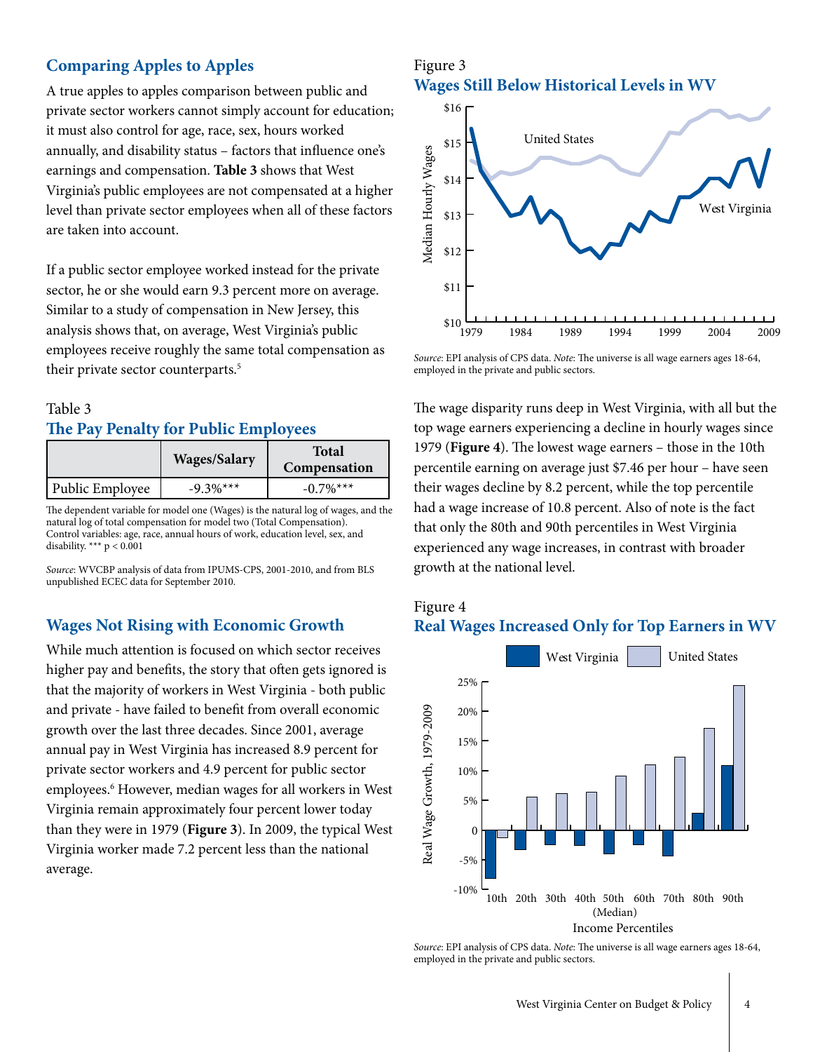## Comparing Apples to Apples

A true apples to apples comparison between public and private sector workers cannot simply account for education; it must also control for age, race, sex, hours worked annually, and disability status – factors that influence one's earnings and compensation. **Table 3** shows that West Virginia's public employees are not compensated at a higher level than private sector employees when all of these factors are taken into account.

If a public sector employee worked instead for the private sector, he or she would earn 9.3 percent more on average. Similar to a study of compensation in New Jersey, this analysis shows that, on average, West Virginia's public employees receive roughly the same total compensation as their private sector counterparts.[5]

Table 3

### The Pay Penalty for Public Employees

| | Wages/Salary | Total Compensation |
|---|---|---|
| Public Employee | -9.3%*** | -0.7%*** |

The dependent variable for model one (Wages) is the natural log of wages, and the natural log of total compensation for model two (Total Compensation). Control variables: age, race, annual hours of work, education level, sex, and disability. *** $p < 0.001$

*Source*: WVCBP analysis of data from IPUMS-CPS, 2001-2010, and from BLS unpublished ECEC data for September 2010.

## Wages Not Rising with Economic Growth

While much attention is focused on which sector receives higher pay and benefits, the story that often gets ignored is that the majority of workers in West Virginia - both public and private - have failed to benefit from overall economic growth over the last three decades. Since 2001, average annual pay in West Virginia has increased 8.9 percent for private sector workers and 4.9 percent for public sector employees.[6] However, median wages for all workers in West Virginia remain approximately four percent lower today than they were in 1979 (**Figure 3**). In 2009, the typical West Virginia worker made 7.2 percent less than the national average.

Figure 3

### Wages Still Below Historical Levels in WV

*Source*: EPI analysis of CPS data. *Note*: The universe is all wage earners ages 18-64, employed in the private and public sectors.

The wage disparity runs deep in West Virginia, with all but the top wage earners experiencing a decline in hourly wages since 1979 (**Figure 4**). The lowest wage earners – those in the 10th percentile earning on average just $7.46 per hour – have seen their wages decline by 8.2 percent, while the top percentile had a wage increase of 10.8 percent. Also of note is the fact that only the 80th and 90th percentiles in West Virginia experienced any wage increases, in contrast with broader growth at the national level.

Figure 4

### Real Wages Increased Only for Top Earners in WV

*Source*: EPI analysis of CPS data. *Note*: The universe is all wage earners ages 18-64, employed in the private and public sectors.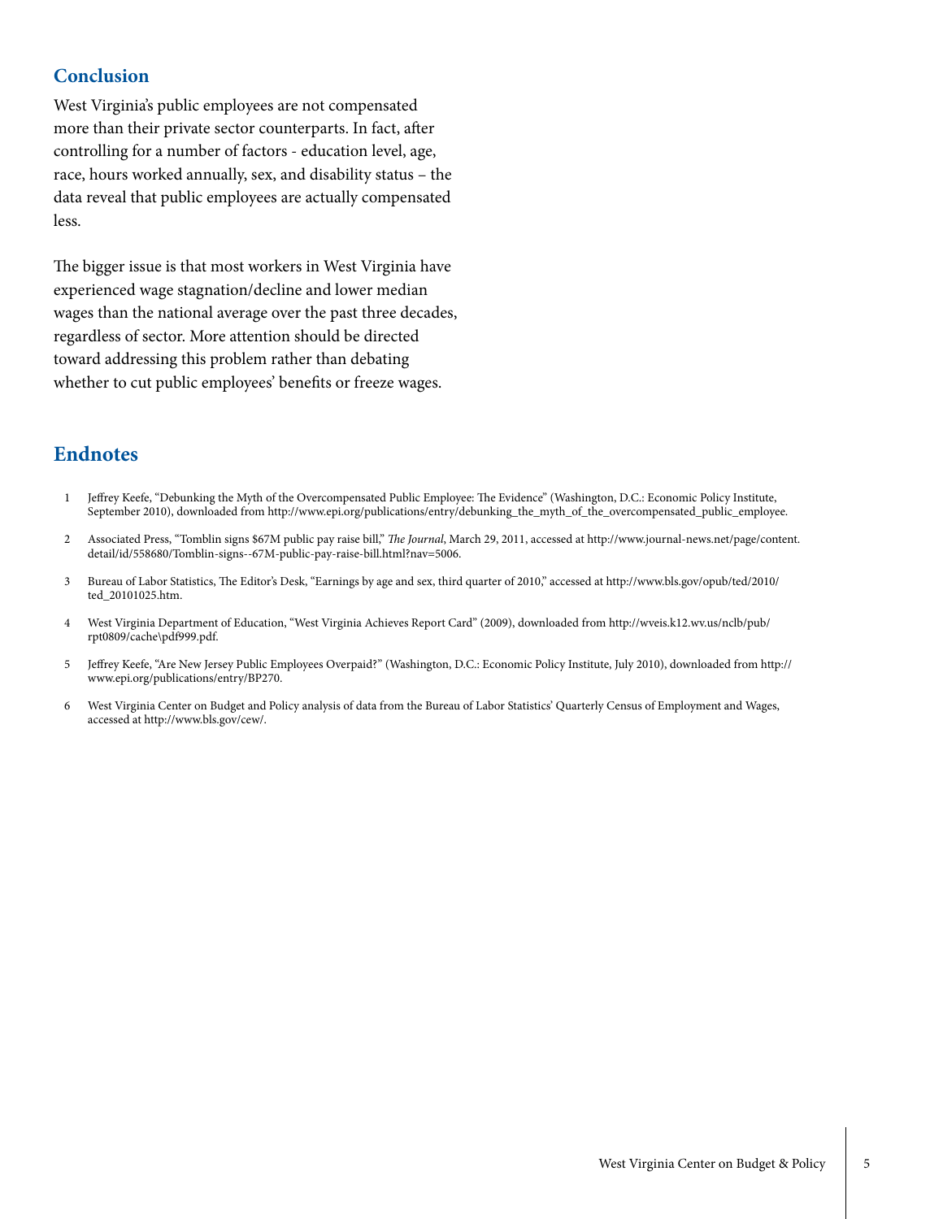## Conclusion

West Virginia's public employees are not compensated more than their private sector counterparts. In fact, after controlling for a number of factors - education level, age, race, hours worked annually, sex, and disability status – the data reveal that public employees are actually compensated less.

The bigger issue is that most workers in West Virginia have experienced wage stagnation/decline and lower median wages than the national average over the past three decades, regardless of sector. More attention should be directed toward addressing this problem rather than debating whether to cut public employees' benefits or freeze wages.

## Endnotes

1. Jeffrey Keefe, "Debunking the Myth of the Overcompensated Public Employee: The Evidence" (Washington, D.C.: Economic Policy Institute, September 2010), downloaded from http://www.epi.org/publications/entry/debunking_the_myth_of_the_overcompensated_public_employee.
2. Associated Press, "Tomblin signs $67M public pay raise bill," *The Journal*, March 29, 2011, accessed at http://www.journal-news.net/page/content.detail/id/558680/Tomblin-signs--67M-public-pay-raise-bill.html?nav=5006.
3. Bureau of Labor Statistics, The Editor's Desk, "Earnings by age and sex, third quarter of 2010," accessed at http://www.bls.gov/opub/ted/2010/ted_20101025.htm.
4. West Virginia Department of Education, "West Virginia Achieves Report Card" (2009), downloaded from http://wveis.k12.wv.us/nclb/pub/rpt0809/cache\pdf999.pdf.
5. Jeffrey Keefe, "Are New Jersey Public Employees Overpaid?" (Washington, D.C.: Economic Policy Institute, July 2010), downloaded from http://www.epi.org/publications/entry/BP270.
6. West Virginia Center on Budget and Policy analysis of data from the Bureau of Labor Statistics' Quarterly Census of Employment and Wages, accessed at http://www.bls.gov/cew/.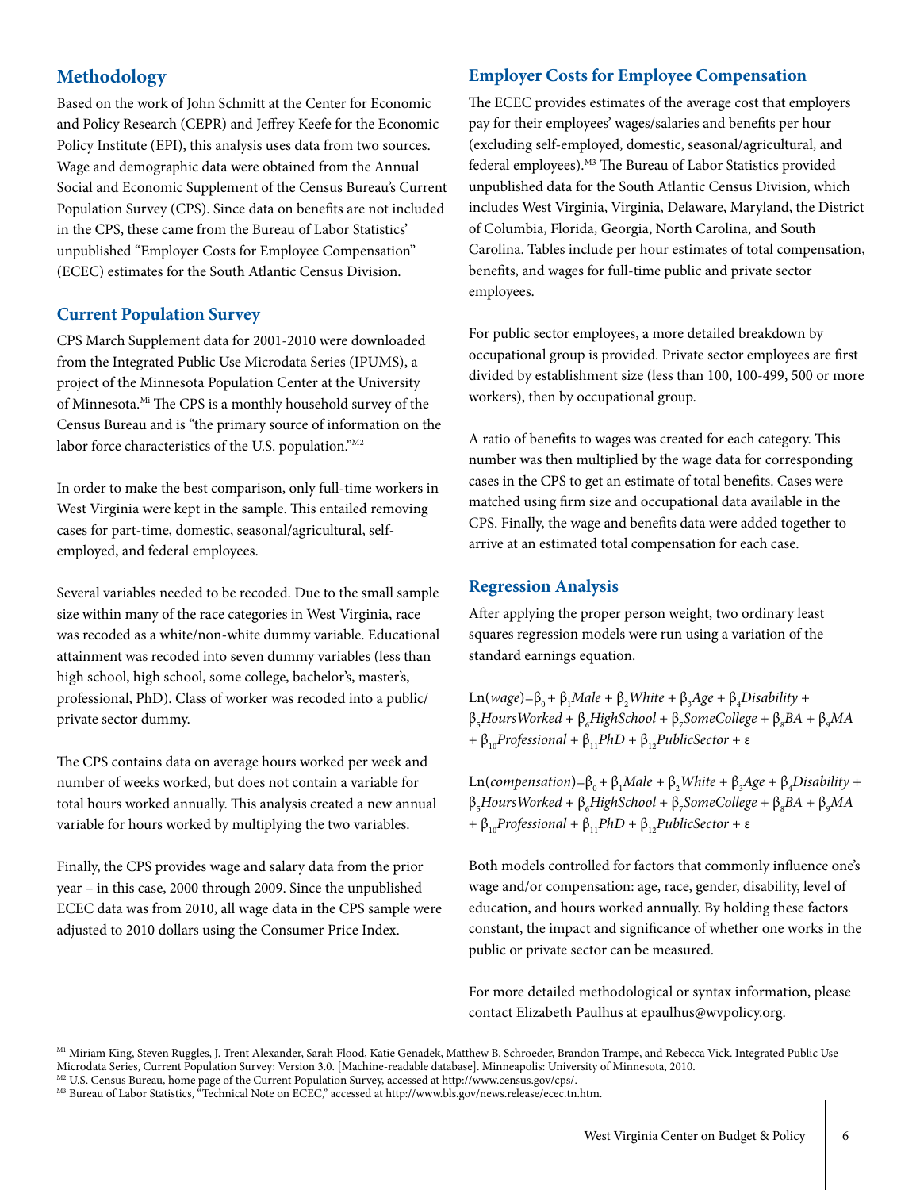## Methodology

Based on the work of John Schmitt at the Center for Economic and Policy Research (CEPR) and Jeffrey Keefe for the Economic Policy Institute (EPI), this analysis uses data from two sources. Wage and demographic data were obtained from the Annual Social and Economic Supplement of the Census Bureau's Current Population Survey (CPS). Since data on benefits are not included in the CPS, these came from the Bureau of Labor Statistics' unpublished "Employer Costs for Employee Compensation" (ECEC) estimates for the South Atlantic Census Division.

### Current Population Survey

CPS March Supplement data for 2001-2010 were downloaded from the Integrated Public Use Microdata Series (IPUMS), a project of the Minnesota Population Center at the University of Minnesota.[M1] The CPS is a monthly household survey of the Census Bureau and is "the primary source of information on the labor force characteristics of the U.S. population."[M2]

In order to make the best comparison, only full-time workers in West Virginia were kept in the sample. This entailed removing cases for part-time, domestic, seasonal/agricultural, self-employed, and federal employees.

Several variables needed to be recoded. Due to the small sample size within many of the race categories in West Virginia, race was recoded as a white/non-white dummy variable. Educational attainment was recoded into seven dummy variables (less than high school, high school, some college, bachelor's, master's, professional, PhD). Class of worker was recoded into a public/private sector dummy.

The CPS contains data on average hours worked per week and number of weeks worked, but does not contain a variable for total hours worked annually. This analysis created a new annual variable for hours worked by multiplying the two variables.

Finally, the CPS provides wage and salary data from the prior year – in this case, 2000 through 2009. Since the unpublished ECEC data was from 2010, all wage data in the CPS sample were adjusted to 2010 dollars using the Consumer Price Index.

### Employer Costs for Employee Compensation

The ECEC provides estimates of the average cost that employers pay for their employees' wages/salaries and benefits per hour (excluding self-employed, domestic, seasonal/agricultural, and federal employees).[M3] The Bureau of Labor Statistics provided unpublished data for the South Atlantic Census Division, which includes West Virginia, Virginia, Delaware, Maryland, the District of Columbia, Florida, Georgia, North Carolina, and South Carolina. Tables include per hour estimates of total compensation, benefits, and wages for full-time public and private sector employees.

For public sector employees, a more detailed breakdown by occupational group is provided. Private sector employees are first divided by establishment size (less than 100, 100-499, 500 or more workers), then by occupational group.

A ratio of benefits to wages was created for each category. This number was then multiplied by the wage data for corresponding cases in the CPS to get an estimate of total benefits. Cases were matched using firm size and occupational data available in the CPS. Finally, the wage and benefits data were added together to arrive at an estimated total compensation for each case.

### Regression Analysis

After applying the proper person weight, two ordinary least squares regression models were run using a variation of the standard earnings equation.

$$\text{Ln}(wage) = \beta_0 + \beta_1 Male + \beta_2 White + \beta_3 Age + \beta_4 Disability + \beta_5 HoursWorked + \beta_6 HighSchool + \beta_7 SomeCollege + \beta_8 BA + \beta_9 MA + \beta_{10} Professional + \beta_{11} PhD + \beta_{12} PublicSector + \varepsilon$$

$$\text{Ln}(compensation) = \beta_0 + \beta_1 Male + \beta_2 White + \beta_3 Age + \beta_4 Disability + \beta_5 HoursWorked + \beta_6 HighSchool + \beta_7 SomeCollege + \beta_8 BA + \beta_9 MA + \beta_{10} Professional + \beta_{11} PhD + \beta_{12} PublicSector + \varepsilon$$

Both models controlled for factors that commonly influence one's wage and/or compensation: age, race, gender, disability, level of education, and hours worked annually. By holding these factors constant, the impact and significance of whether one works in the public or private sector can be measured.

For more detailed methodological or syntax information, please contact Elizabeth Paulhus at epaulhus@wvpolicy.org.

---

[M1] Miriam King, Steven Ruggles, J. Trent Alexander, Sarah Flood, Katie Genadek, Matthew B. Schroeder, Brandon Trampe, and Rebecca Vick. Integrated Public Use Microdata Series, Current Population Survey: Version 3.0. [Machine-readable database]. Minneapolis: University of Minnesota, 2010.

[M2] U.S. Census Bureau, home page of the Current Population Survey, accessed at http://www.census.gov/cps/.

[M3] Bureau of Labor Statistics, "Technical Note on ECEC," accessed at http://www.bls.gov/news.release/ecec.tn.htm.